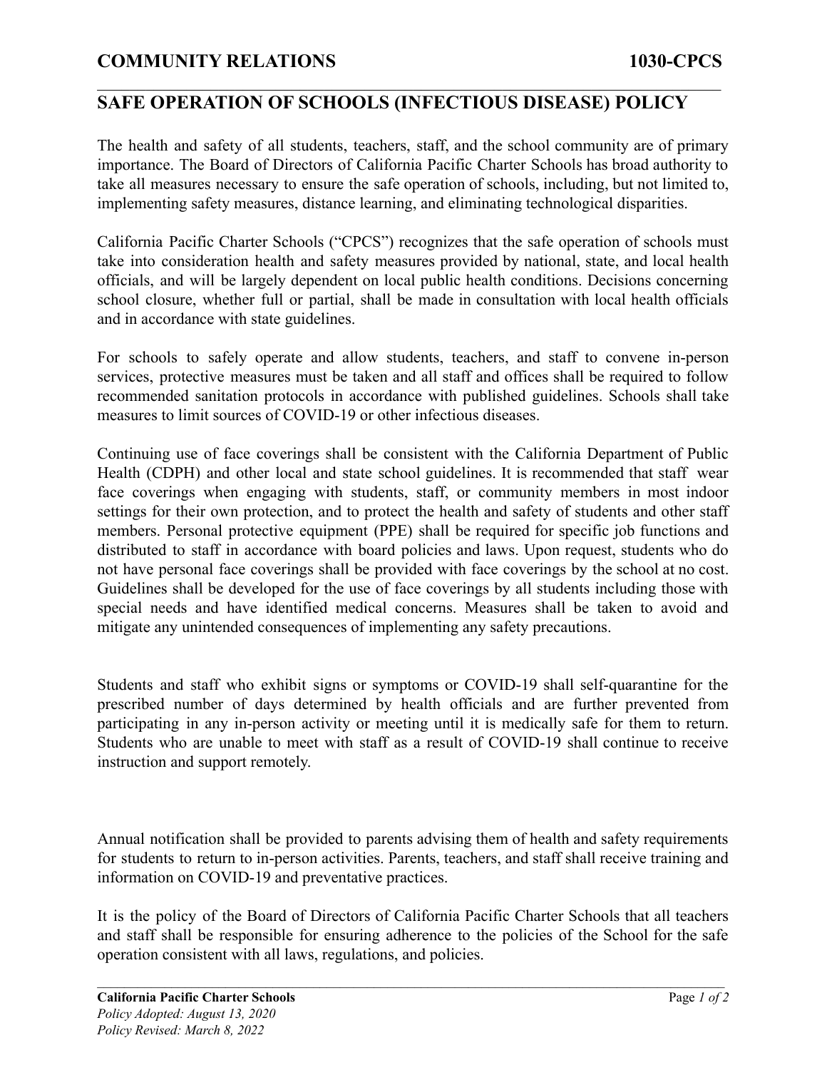**COMMUNITY RELATIONS 1030-CPCS**

# SAFE OPERATION OF SCHOOLS (INFECTIOUS DISEASE) POLICY

The health and safety of all students, teachers, staff, and the school community are of primary importance. The Board of Directors of California Pacific Charter Schools has broad authority to take all measures necessary to ensure the safe operation of schools, including, but not limited to, implementing safety measures, distance learning, and eliminating technological disparities.

California Pacific Charter Schools ("CPCS") recognizes that the safe operation of schools must take into consideration health and safety measures provided by national, state, and local health officials, and will be largely dependent on local public health conditions. Decisions concerning school closure, whether full or partial, shall be made in consultation with local health officials and in accordance with state guidelines.

For schools to safely operate and allow students, teachers, and staff to convene in-person services, protective measures must be taken and all staff and offices shall be required to follow recommended sanitation protocols in accordance with published guidelines. Schools shall take measures to limit sources of COVID-19 or other infectious diseases.

Continuing use of face coverings shall be consistent with the California Department of Public Health (CDPH) and other local and state school guidelines. It is recommended that staff wear face coverings when engaging with students, staff, or community members in most indoor settings for their own protection, and to protect the health and safety of students and other staff members. Personal protective equipment (PPE) shall be required for specific job functions and distributed to staff in accordance with board policies and laws. Upon request, students who do not have personal face coverings shall be provided with face coverings by the school at no cost. Guidelines shall be developed for the use of face coverings by all students including those with special needs and have identified medical concerns. Measures shall be taken to avoid and mitigate any unintended consequences of implementing any safety precautions.

Students and staff who exhibit signs or symptoms or COVID-19 shall self-quarantine for the prescribed number of days determined by health officials and are further prevented from participating in any in-person activity or meeting until it is medically safe for them to return. Students who are unable to meet with staff as a result of COVID-19 shall continue to receive instruction and support remotely.

Annual notification shall be provided to parents advising them of health and safety requirements for students to return to in-person activities. Parents, teachers, and staff shall receive training and information on COVID-19 and preventative practices.

It is the policy of the Board of Directors of California Pacific Charter Schools that all teachers and staff shall be responsible for ensuring adherence to the policies of the School for the safe operation consistent with all laws, regulations, and policies.

**California Pacific Charter Schools**
*Policy Adopted: August 13, 2020*
*Policy Revised: March 8, 2022*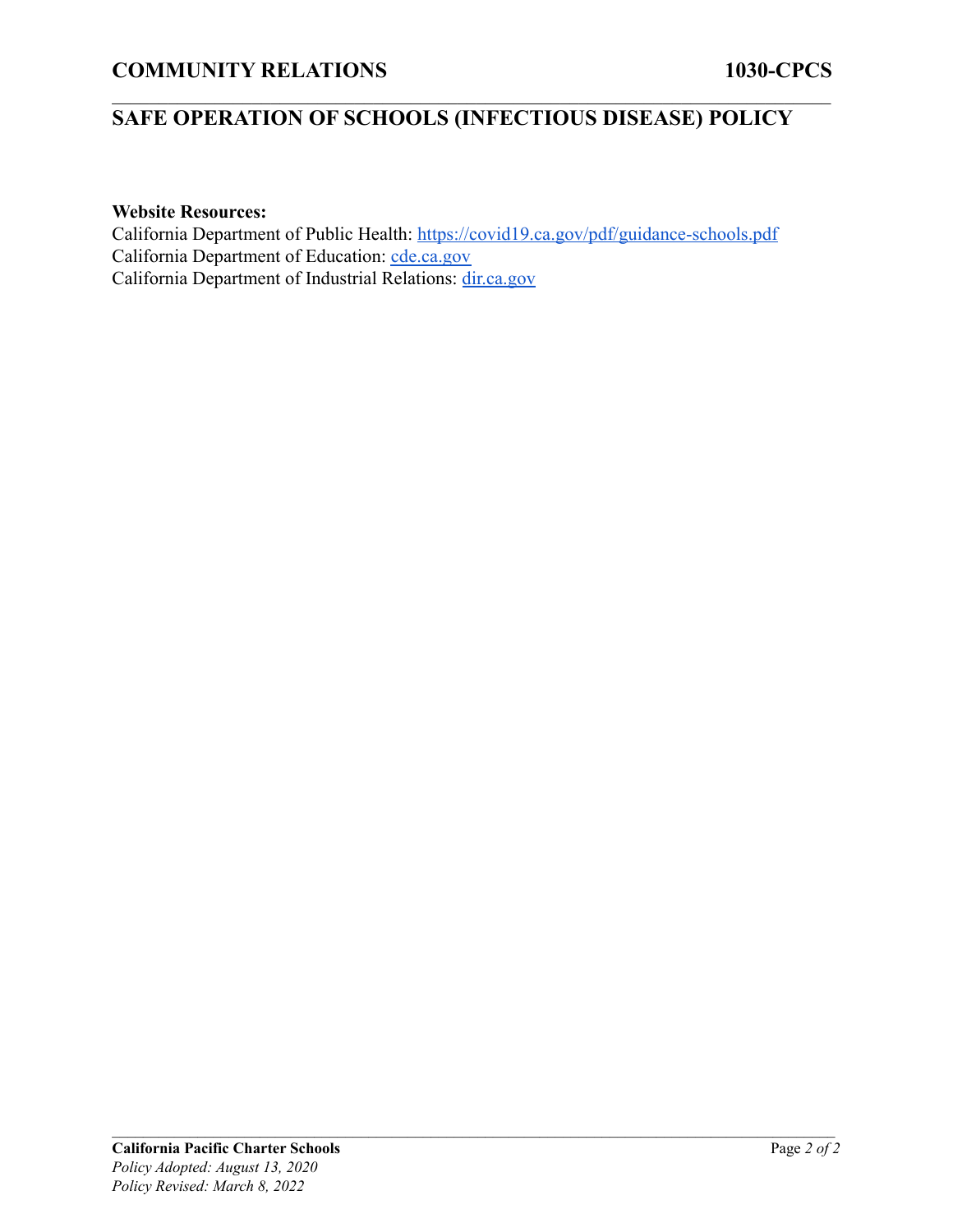**Website Resources:**
California Department of Public Health: [https://covid19.ca.gov/pdf/guidance-schools.pdf](https://covid19.ca.gov/pdf/guidance-schools.pdf)
California Department of Education: [cde.ca.gov](cde.ca.gov)
California Department of Industrial Relations: [dir.ca.gov](dir.ca.gov)